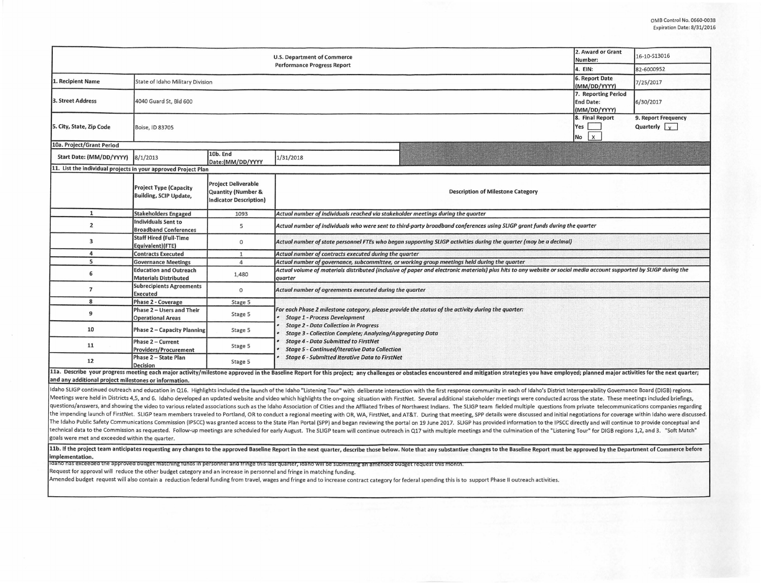OMB Control No. 0660-0038
Expiration Date: 8/31/2016

| U.S. Department of Commerce Performance Progress Report | | | | 2. Award or Grant Number: | 16-10-S13016 |
|---|---|---|---|---|---|
| | | | | 4. EIN: | 82-6000952 |
| 1. Recipient Name | State of Idaho Military Division | | | 6. Report Date (MM/DD/YYYY) | 7/25/2017 |
| 3. Street Address | 4040 Guard St, Bld 600 | | | 7. Reporting Period End Date: (MM/DD/YYYY) | 6/30/2017 |
| 5. City, State, Zip Code | Boise, ID 83705 | | | 8. Final Report Yes [ ] No [X] | 9. Report Frequency Quarterly [x] |
| 10a. Project/Grant Period | | | | | |
| Start Date: (MM/DD/YYYY) | 8/1/2013 | 10b. End Date:(MM/DD/YYYY | 1/31/2018 | | |

**11. List the individual projects in your approved Project Plan**

| | Project Type (Capacity Building, SCIP Update, | Project Deliverable Quantity (Number & Indicator Description) | Description of Milestone Category |
|---|---|---|---|
| 1 | Stakeholders Engaged | 1093 | *Actual number of individuals reached via stakeholder meetings during the quarter* |
| 2 | Individuals Sent to Broadband Conferences | 5 | *Actual number of individuals who were sent to third-party broadband conferences using SLIGP grant funds during the quarter* |
| 3 | Staff Hired (Full-Time Equivalent)(FTE) | 0 | *Actual number of state personnel FTEs who began supporting SLIGP activities during the quarter (may be a decimal)* |
| 4 | Contracts Executed | 1 | *Actual number of contracts executed during the quarter* |
| 5 | Governance Meetings | 4 | *Actual number of governance, subcommittee, or working group meetings held during the quarter* |
| 6 | Education and Outreach Materials Distributed | 1,480 | *Actual volume of materials distributed (inclusive of paper and electronic materials) plus hits to any website or social media account supported by SLIGP during the quarter* |
| 7 | Subrecipients Agreements Executed | 0 | *Actual number of agreements executed during the quarter* |
| 8 | Phase 2 - Coverage | Stage 5 | *For each Phase 2 milestone category, please provide the status of the activity during the quarter:* <br>• *Stage 1 - Process Development* <br>• *Stage 2 - Data Collection in Progress* <br>• *Stage 3 - Collection Complete; Analyzing/Aggregating Data* <br>• *Stage 4 - Data Submitted to FirstNet* <br>• *Stage 5 - Continued/Iterative Data Collection* <br>• *Stage 6 - Submitted Iterative Data to FirstNet* |
| 9 | Phase 2 – Users and Their Operational Areas | Stage 5 | |
| 10 | Phase 2 – Capacity Planning | Stage 5 | |
| 11 | Phase 2 – Current Providers/Procurement | Stage 5 | |
| 12 | Phase 2 – State Plan Decision | Stage 5 | |

**11a. Describe your progress meeting each major activity/milestone approved in the Baseline Report for this project; any challenges or obstacles encountered and mitigation strategies you have employed; planned major activities for the next quarter; and any additional project milestones or information.**

Idaho SLIGP continued outreach and education in Q16. Highlights included the launch of the Idaho "Listening Tour" with deliberate interaction with the first response community in each of Idaho's District Interoperability Governance Board (DIGB) regions. Meetings were held in Districts 4,5, and 6. Idaho developed an updated website and video which highlights the on-going situation with FirstNet. Several additional stakeholder meetings were conducted across the state. These meetings included briefings, questions/answers, and showing the video to various related associations such as the Idaho Association of Cities and the Affliated Tribes of Northwest Indians. The SLIGP team fielded multiple questions from private telecommunications companies regarding the impending launch of FirstNet. SLIGP team members traveled to Portland, OR to conduct a regional meeting with OR, WA, FirstNet, and AT&T. During that meeting, SPP details were discussed and initial negotiations for coverage within Idaho were discussed. The Idaho Public Safety Communications Commission (IPSCC) was granted access to the State Plan Portal (SPP) and began reviewing the portal on 19 June 2017. SLIGP has provided information to the IPSCC directly and will continue to provide conceptual and technical data to the Commission as requested. Follow-up meetings are scheduled for early August. The SLIGP team will continue outreach in Q17 with multiple meetings and the culmination of the "Listening Tour" for DIGB regions 1,2, and 3. "Soft Match" goals were met and exceeded within the quarter.

**11b. If the project team anticipates requesting any changes to the approved Baseline Report in the next quarter, describe those below. Note that any substantive changes to the Baseline Report must be approved by the Department of Commerce before implementation.**

Idaho has exceeded the approved budget matching funds in personnel and fringe this last quarter, Idaho will be submitting an amended budget request this month.
Request for approval will reduce the other budget category and an increase in personnel and fringe in matching funding.
Amended budget request will also contain a reduction federal funding from travel, wages and fringe and to increase contract category for federal spending this is to support Phase II outreach activities.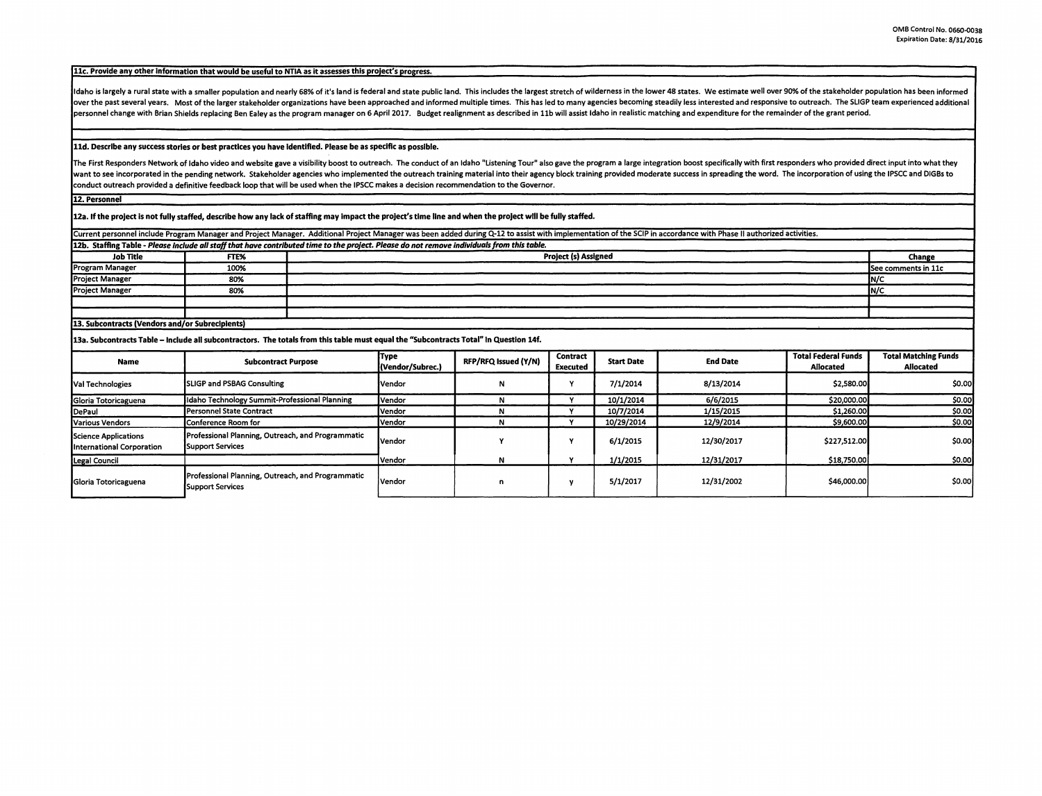OMB Control No. 0660-0038
Expiration Date: 8/31/2016

**11c. Provide any other information that would be useful to NTIA as it assesses this project's progress.**

Idaho is largely a rural state with a smaller population and nearly 68% of it's land is federal and state public land. This includes the largest stretch of wilderness in the lower 48 states. We estimate well over 90% of the stakeholder population has been informed over the past several years. Most of the larger stakeholder organizations have been approached and informed multiple times. This has led to many agencies becoming steadily less interested and responsive to outreach. The SLIGP team experienced additional personnel change with Brian Shields replacing Ben Ealey as the program manager on 6 April 2017. Budget realignment as described in 11b will assist Idaho in realistic matching and expenditure for the remainder of the grant period.

**11d. Describe any success stories or best practices you have identified. Please be as specific as possible.**

The First Responders Network of Idaho video and website gave a visibility boost to outreach. The conduct of an Idaho "Listening Tour" also gave the program a large integration boost specifically with first responders who provided direct input into what they want to see incorporated in the pending network. Stakeholder agencies who implemented the outreach training material into their agency block training provided moderate success in spreading the word. The incorporation of using the IPSCC and DIGBs to conduct outreach provided a definitive feedback loop that will be used when the IPSCC makes a decision recommendation to the Governor.

**12. Personnel**

**12a. If the project is not fully staffed, describe how any lack of staffing may impact the project's time line and when the project will be fully staffed.**

Current personnel include Program Manager and Project Manager. Additional Project Manager was been added during Q-12 to assist with implementation of the SCIP in accordance with Phase II authorized activities.

**12b. Staffing Table** - *Please include all staff that have contributed time to the project. Please do not remove individuals from this table.*

| Job Title | FTE% | Project (s) Assigned | Change |
|---|---|---|---|
| Program Manager | 100% | | See comments in 11c |
| Project Manager | 80% | | N/C |
| Project Manager | 80% | | N/C |
| | | | |

**13. Subcontracts (Vendors and/or Subrecipients)**

**13a. Subcontracts Table – Include all subcontractors. The totals from this table must equal the "Subcontracts Total" in Question 14f.**

| Name | Subcontract Purpose | Type (Vendor/Subrec.) | RFP/RFQ Issued (Y/N) | Contract Executed | Start Date | End Date | Total Federal Funds Allocated | Total Matching Funds Allocated |
|---|---|---|---|---|---|---|---|---|
| Val Technologies | SLIGP and PSBAG Consulting | Vendor | N | Y | 7/1/2014 | 8/13/2014 | $2,580.00 | $0.00 |
| Gloria Totoricaguena | Idaho Technology Summit-Professional Planning | Vendor | N | Y | 10/1/2014 | 6/6/2015 | $20,000.00 | $0.00 |
| DePaul | Personnel State Contract | Vendor | N | Y | 10/7/2014 | 1/15/2015 | $1,260.00 | $0.00 |
| Various Vendors | Conference Room for | Vendor | N | Y | 10/29/2014 | 12/9/2014 | $9,600.00 | $0.00 |
| Science Applications International Corporation | Professional Planning, Outreach, and Programmatic Support Services | Vendor | Y | Y | 6/1/2015 | 12/30/2017 | $227,512.00 | $0.00 |
| Legal Council | | Vendor | N | Y | 1/1/2015 | 12/31/2017 | $18,750.00 | $0.00 |
| Gloria Totoricaguena | Professional Planning, Outreach, and Programmatic Support Services | Vendor | n | y | 5/1/2017 | 12/31/2002 | $46,000.00 | $0.00 |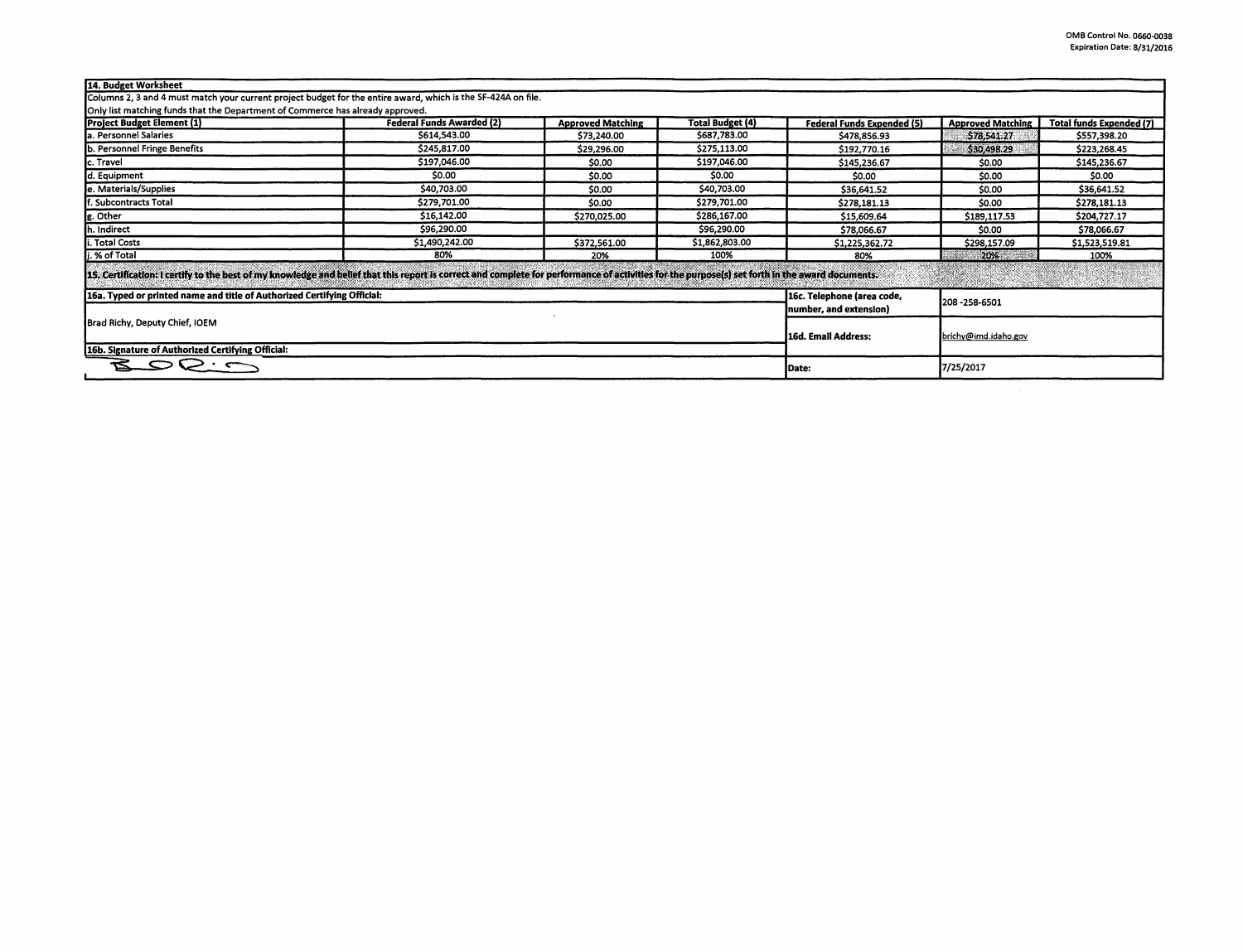OMB Control No. 0660-0038
Expiration Date: 8/31/2016

**14. Budget Worksheet**

Columns 2, 3 and 4 must match your current project budget for the entire award, which is the SF-424A on file.

Only list matching funds that the Department of Commerce has already approved.

| Project Budget Element (1) | Federal Funds Awarded (2) | Approved Matching | Total Budget (4) | Federal Funds Expended (5) | Approved Matching | Total funds Expended (7) |
|---|---|---|---|---|---|---|
| a. Personnel Salaries | $614,543.00 | $73,240.00 | $687,783.00 | $478,856.93 | $78,541.27 | $557,398.20 |
| b. Personnel Fringe Benefits | $245,817.00 | $29,296.00 | $275,113.00 | $192,770.16 | $30,498.29 | $223,268.45 |
| c. Travel | $197,046.00 | $0.00 | $197,046.00 | $145,236.67 | $0.00 | $145,236.67 |
| d. Equipment | $0.00 | $0.00 | $0.00 | $0.00 | $0.00 | $0.00 |
| e. Materials/Supplies | $40,703.00 | $0.00 | $40,703.00 | $36,641.52 | $0.00 | $36,641.52 |
| f. Subcontracts Total | $279,701.00 | $0.00 | $279,701.00 | $278,181.13 | $0.00 | $278,181.13 |
| g. Other | $16,142.00 | $270,025.00 | $286,167.00 | $15,609.64 | $189,117.53 | $204,727.17 |
| h. Indirect | $96,290.00 | | $96,290.00 | $78,066.67 | $0.00 | $78,066.67 |
| i. Total Costs | $1,490,242.00 | $372,561.00 | $1,862,803.00 | $1,225,362.72 | $298,157.09 | $1,523,519.81 |
| j. % of Total | 80% | 20% | 100% | 80% | 20% | 100% |

**15. Certification: I certify to the best of my knowledge and belief that this report is correct and complete for performance of activities for the purpose(s) set forth in the award documents.**

| | | | |
|---|---|---|---|
| **16a. Typed or printed name and title of Authorized Certifying Official:** | | **16c. Telephone (area code, number, and extension)** | 208 -258-6501 |
| Brad Richy, Deputy Chief, IOEM | | **16d. Email Address:** | brichy@imd.idaho.gov |
| **16b. Signature of Authorized Certifying Official:** | | | |
| BRD | | **Date:** | 7/25/2017 |